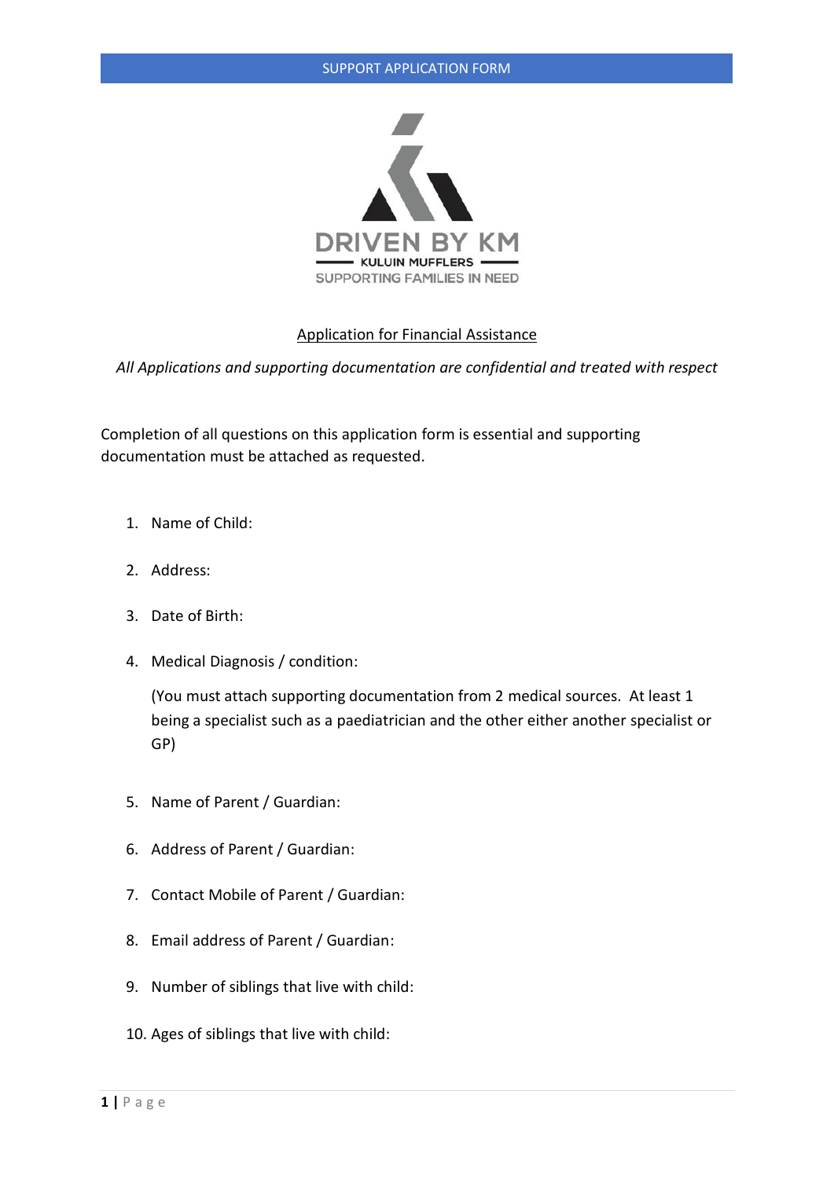SUPPORT APPLICATION FORM

DRIVEN BY KM

KULUIN MUFFLERS

SUPPORTING FAMILIES IN NEED

## Application for Financial Assistance

*All Applications and supporting documentation are confidential and treated with respect*

Completion of all questions on this application form is essential and supporting documentation must be attached as requested.

1. Name of Child:
2. Address:
3. Date of Birth:
4. Medical Diagnosis / condition:

   (You must attach supporting documentation from 2 medical sources. At least 1 being a specialist such as a paediatrician and the other either another specialist or GP)

5. Name of Parent / Guardian:
6. Address of Parent / Guardian:
7. Contact Mobile of Parent / Guardian:
8. Email address of Parent / Guardian:
9. Number of siblings that live with child:
10. Ages of siblings that live with child: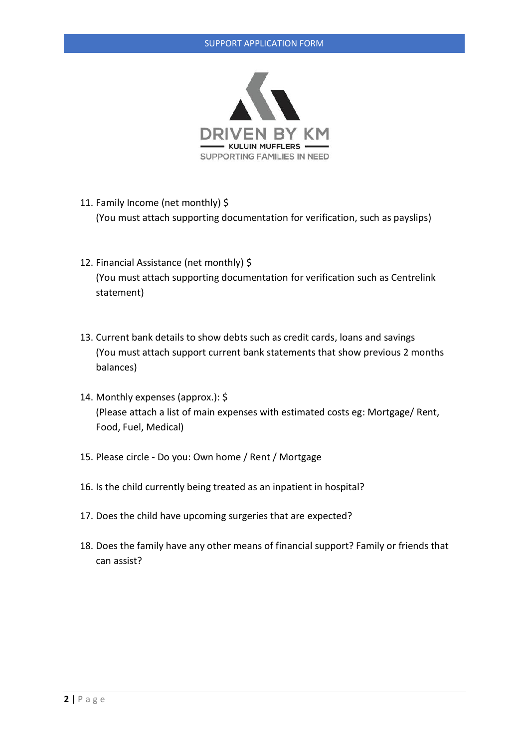DRIVEN BY KM

KULUIN MUFFLERS

SUPPORTING FAMILIES IN NEED

11. Family Income (net monthly) $
    (You must attach supporting documentation for verification, such as payslips)

12. Financial Assistance (net monthly) $
    (You must attach supporting documentation for verification such as Centrelink statement)

13. Current bank details to show debts such as credit cards, loans and savings
    (You must attach support current bank statements that show previous 2 months balances)

14. Monthly expenses (approx.): $
    (Please attach a list of main expenses with estimated costs eg: Mortgage/ Rent, Food, Fuel, Medical)

15. Please circle - Do you: Own home / Rent / Mortgage

16. Is the child currently being treated as an inpatient in hospital?

17. Does the child have upcoming surgeries that are expected?

18. Does the family have any other means of financial support? Family or friends that can assist?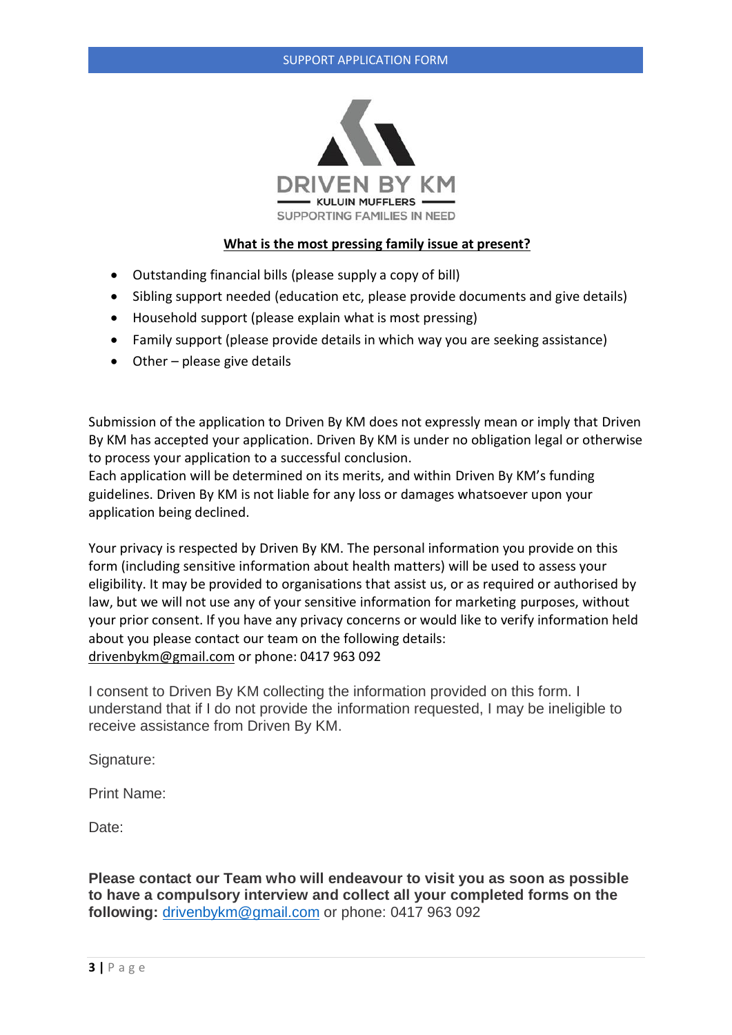**What is the most pressing family issue at present?**

- Outstanding financial bills (please supply a copy of bill)
- Sibling support needed (education etc, please provide documents and give details)
- Household support (please explain what is most pressing)
- Family support (please provide details in which way you are seeking assistance)
- Other – please give details

Submission of the application to Driven By KM does not expressly mean or imply that Driven By KM has accepted your application. Driven By KM is under no obligation legal or otherwise to process your application to a successful conclusion.
Each application will be determined on its merits, and within Driven By KM's funding guidelines. Driven By KM is not liable for any loss or damages whatsoever upon your application being declined.

Your privacy is respected by Driven By KM. The personal information you provide on this form (including sensitive information about health matters) will be used to assess your eligibility. It may be provided to organisations that assist us, or as required or authorised by law, but we will not use any of your sensitive information for marketing purposes, without your prior consent. If you have any privacy concerns or would like to verify information held about you please contact our team on the following details:
drivenbykm@gmail.com or phone: 0417 963 092

I consent to Driven By KM collecting the information provided on this form. I understand that if I do not provide the information requested, I may be ineligible to receive assistance from Driven By KM.

Signature:

Print Name:

Date:

**Please contact our Team who will endeavour to visit you as soon as possible to have a compulsory interview and collect all your completed forms on the following:** drivenbykm@gmail.com or phone: 0417 963 092